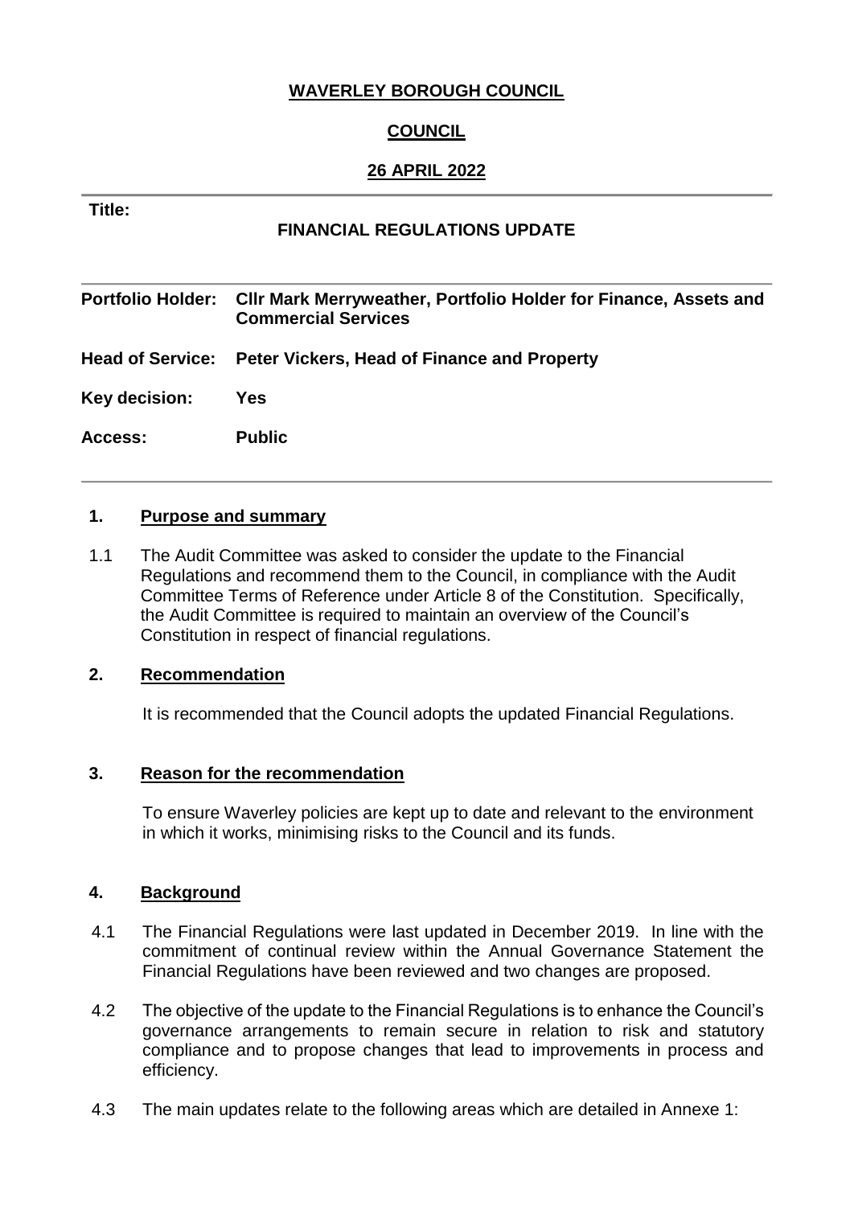**WAVERLEY BOROUGH COUNCIL**

**COUNCIL**

**26 APRIL 2022**

| | |
|---|---|
| **Title:** | **FINANCIAL REGULATIONS UPDATE** |
| **Portfolio Holder:** | **Cllr Mark Merryweather, Portfolio Holder for Finance, Assets and Commercial Services** |
| **Head of Service:** | **Peter Vickers, Head of Finance and Property** |
| **Key decision:** | **Yes** |
| **Access:** | **Public** |

## 1. Purpose and summary

1.1 The Audit Committee was asked to consider the update to the Financial Regulations and recommend them to the Council, in compliance with the Audit Committee Terms of Reference under Article 8 of the Constitution. Specifically, the Audit Committee is required to maintain an overview of the Council's Constitution in respect of financial regulations.

## 2. Recommendation

It is recommended that the Council adopts the updated Financial Regulations.

## 3. Reason for the recommendation

To ensure Waverley policies are kept up to date and relevant to the environment in which it works, minimising risks to the Council and its funds.

## 4. Background

4.1 The Financial Regulations were last updated in December 2019. In line with the commitment of continual review within the Annual Governance Statement the Financial Regulations have been reviewed and two changes are proposed.

4.2 The objective of the update to the Financial Regulations is to enhance the Council's governance arrangements to remain secure in relation to risk and statutory compliance and to propose changes that lead to improvements in process and efficiency.

4.3 The main updates relate to the following areas which are detailed in Annexe 1: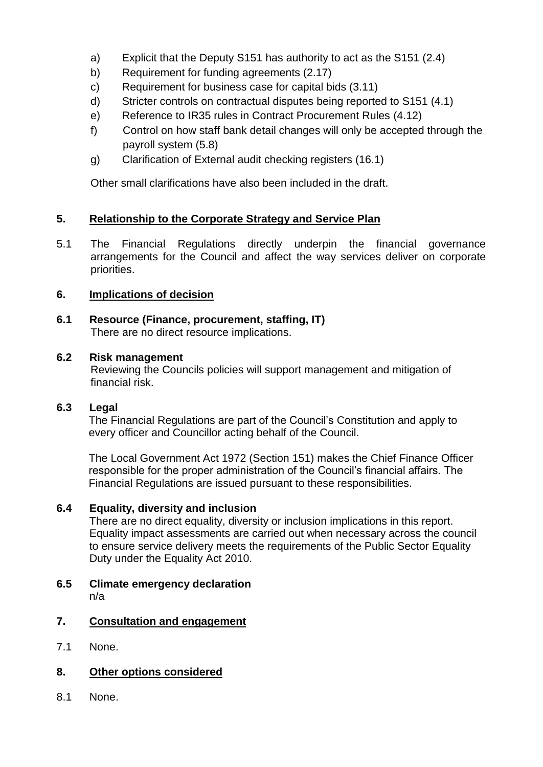a) Explicit that the Deputy S151 has authority to act as the S151 (2.4)
b) Requirement for funding agreements (2.17)
c) Requirement for business case for capital bids (3.11)
d) Stricter controls on contractual disputes being reported to S151 (4.1)
e) Reference to IR35 rules in Contract Procurement Rules (4.12)
f) Control on how staff bank detail changes will only be accepted through the payroll system (5.8)
g) Clarification of External audit checking registers (16.1)

Other small clarifications have also been included in the draft.

## 5. Relationship to the Corporate Strategy and Service Plan

5.1 The Financial Regulations directly underpin the financial governance arrangements for the Council and affect the way services deliver on corporate priorities.

## 6. Implications of decision

### 6.1 Resource (Finance, procurement, staffing, IT)

There are no direct resource implications.

### 6.2 Risk management

Reviewing the Councils policies will support management and mitigation of financial risk.

### 6.3 Legal

The Financial Regulations are part of the Council's Constitution and apply to every officer and Councillor acting behalf of the Council.

The Local Government Act 1972 (Section 151) makes the Chief Finance Officer responsible for the proper administration of the Council's financial affairs. The Financial Regulations are issued pursuant to these responsibilities.

### 6.4 Equality, diversity and inclusion

There are no direct equality, diversity or inclusion implications in this report. Equality impact assessments are carried out when necessary across the council to ensure service delivery meets the requirements of the Public Sector Equality Duty under the Equality Act 2010.

### 6.5 Climate emergency declaration

n/a

## 7. Consultation and engagement

7.1 None.

## 8. Other options considered

8.1 None.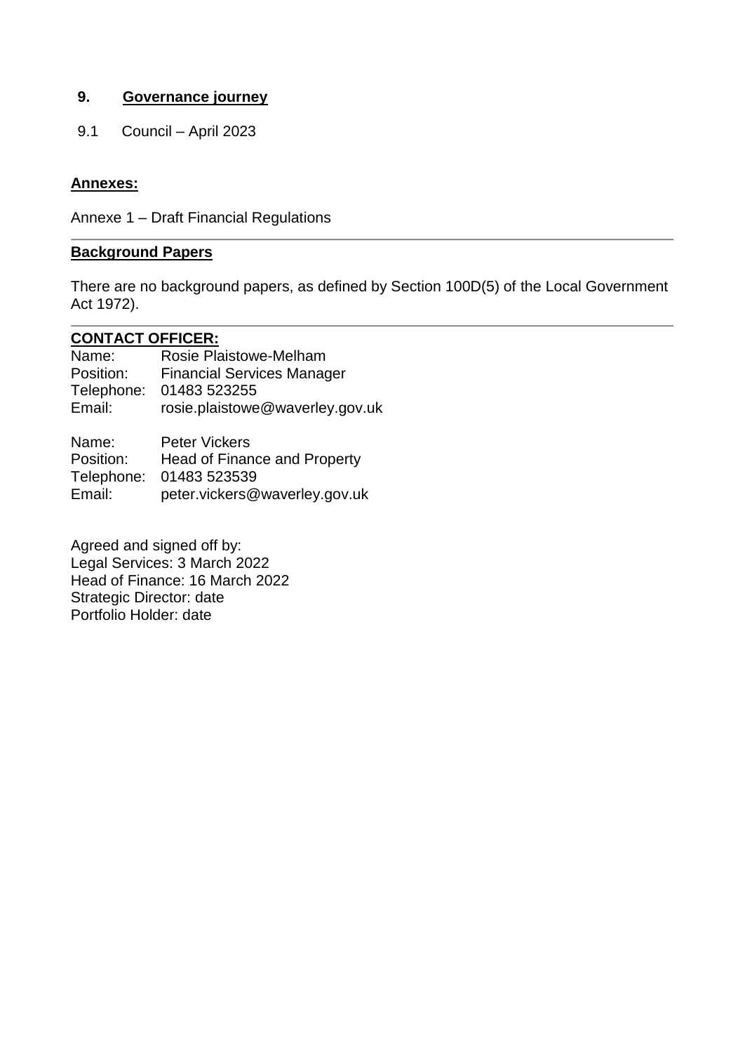## 9. Governance journey

9.1 Council – April 2023

**Annexes:**

Annexe 1 – Draft Financial Regulations

---

**Background Papers**

There are no background papers, as defined by Section 100D(5) of the Local Government Act 1972).

---

**CONTACT OFFICER:**

Name: Rosie Plaistowe-Melham
Position: Financial Services Manager
Telephone: 01483 523255
Email: rosie.plaistowe@waverley.gov.uk

Name: Peter Vickers
Position: Head of Finance and Property
Telephone: 01483 523539
Email: peter.vickers@waverley.gov.uk

Agreed and signed off by:
Legal Services: 3 March 2022
Head of Finance: 16 March 2022
Strategic Director: date
Portfolio Holder: date